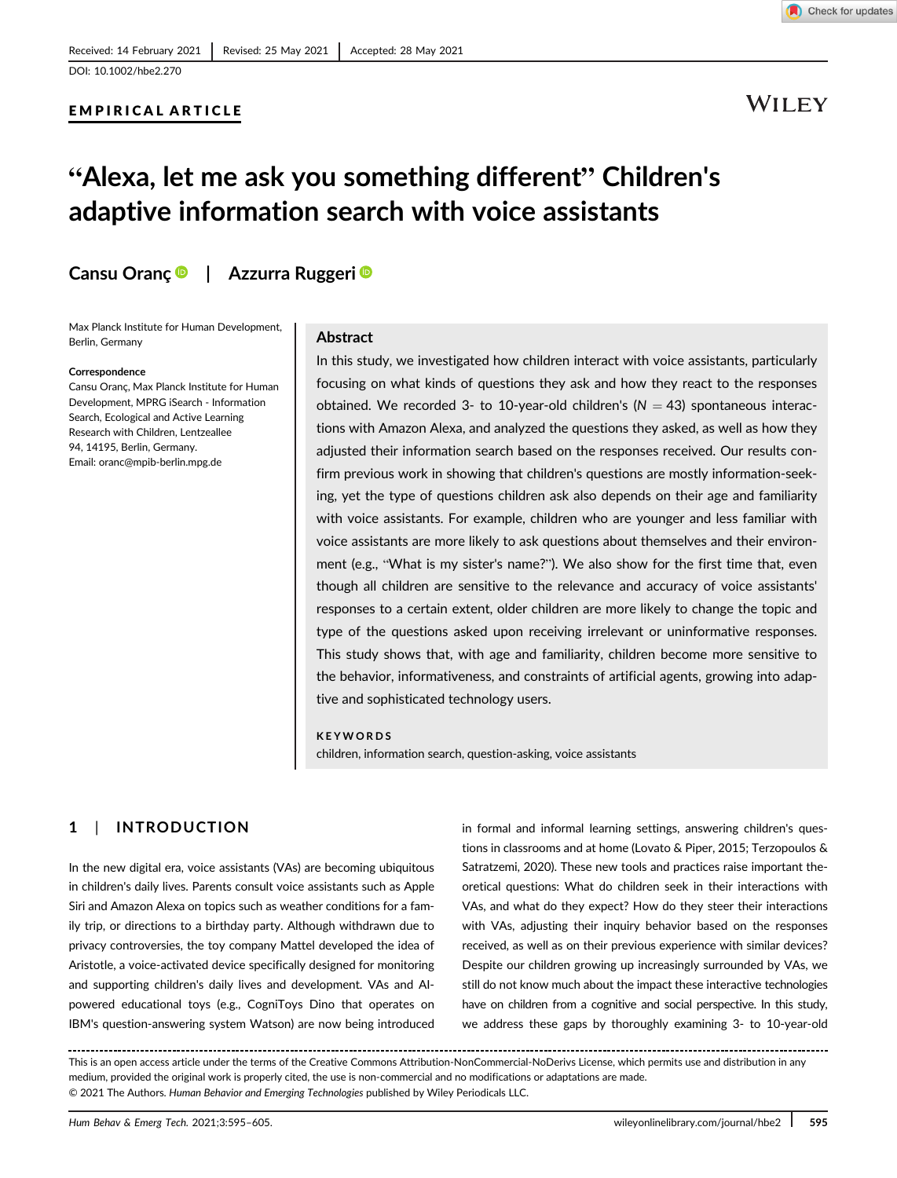Received: 14 February 2021 | Revised: 25 May 2021 | Accepted: 28 May 2021

DOI: 10.1002/hbe2.270

**EMPIRICAL ARTICLE**

# "Alexa, let me ask you something different" Children's adaptive information search with voice assistants

**Cansu Oranç** | **Azzurra Ruggeri**

Max Planck Institute for Human Development, Berlin, Germany

**Correspondence**
Cansu Oranç, Max Planck Institute for Human Development, MPRG iSearch - Information Search, Ecological and Active Learning Research with Children, Lentzeallee 94, 14195, Berlin, Germany.
Email: oranc@mpib-berlin.mpg.de

## Abstract

In this study, we investigated how children interact with voice assistants, particularly focusing on what kinds of questions they ask and how they react to the responses obtained. We recorded 3- to 10-year-old children's ($N = 43$) spontaneous interactions with Amazon Alexa, and analyzed the questions they asked, as well as how they adjusted their information search based on the responses received. Our results confirm previous work in showing that children's questions are mostly information-seeking, yet the type of questions children ask also depends on their age and familiarity with voice assistants. For example, children who are younger and less familiar with voice assistants are more likely to ask questions about themselves and their environment (e.g., "What is my sister's name?"). We also show for the first time that, even though all children are sensitive to the relevance and accuracy of voice assistants' responses to a certain extent, older children are more likely to change the topic and type of the questions asked upon receiving irrelevant or uninformative responses. This study shows that, with age and familiarity, children become more sensitive to the behavior, informativeness, and constraints of artificial agents, growing into adaptive and sophisticated technology users.

**KEYWORDS**
children, information search, question-asking, voice assistants

## 1 | INTRODUCTION

In the new digital era, voice assistants (VAs) are becoming ubiquitous in children's daily lives. Parents consult voice assistants such as Apple Siri and Amazon Alexa on topics such as weather conditions for a family trip, or directions to a birthday party. Although withdrawn due to privacy controversies, the toy company Mattel developed the idea of Aristotle, a voice-activated device specifically designed for monitoring and supporting children's daily lives and development. VAs and AI-powered educational toys (e.g., CogniToys Dino that operates on IBM's question-answering system Watson) are now being introduced in formal and informal learning settings, answering children's questions in classrooms and at home (Lovato & Piper, 2015; Terzopoulos & Satratzemi, 2020). These new tools and practices raise important theoretical questions: What do children seek in their interactions with VAs, and what do they expect? How do they steer their interactions with VAs, adjusting their inquiry behavior based on the responses received, as well as on their previous experience with similar devices? Despite our children growing up increasingly surrounded by VAs, we still do not know much about the impact these interactive technologies have on children from a cognitive and social perspective. In this study, we address these gaps by thoroughly examining 3- to 10-year-old

This is an open access article under the terms of the Creative Commons Attribution-NonCommercial-NoDerivs License, which permits use and distribution in any medium, provided the original work is properly cited, the use is non-commercial and no modifications or adaptations are made.
© 2021 The Authors. *Human Behavior and Emerging Technologies* published by Wiley Periodicals LLC.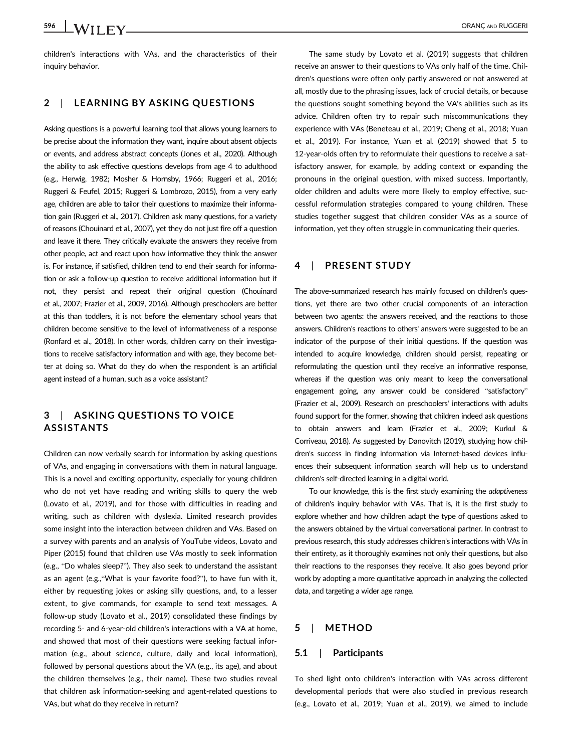children's interactions with VAs, and the characteristics of their inquiry behavior.

## 2 | LEARNING BY ASKING QUESTIONS

Asking questions is a powerful learning tool that allows young learners to be precise about the information they want, inquire about absent objects or events, and address abstract concepts (Jones et al., 2020). Although the ability to ask effective questions develops from age 4 to adulthood (e.g., Herwig, 1982; Mosher & Hornsby, 1966; Ruggeri et al., 2016; Ruggeri & Feufel, 2015; Ruggeri & Lombrozo, 2015), from a very early age, children are able to tailor their questions to maximize their information gain (Ruggeri et al., 2017). Children ask many questions, for a variety of reasons (Chouinard et al., 2007), yet they do not just fire off a question and leave it there. They critically evaluate the answers they receive from other people, act and react upon how informative they think the answer is. For instance, if satisfied, children tend to end their search for information or ask a follow-up question to receive additional information but if not, they persist and repeat their original question (Chouinard et al., 2007; Frazier et al., 2009, 2016). Although preschoolers are better at this than toddlers, it is not before the elementary school years that children become sensitive to the level of informativeness of a response (Ronfard et al., 2018). In other words, children carry on their investigations to receive satisfactory information and with age, they become better at doing so. What do they do when the respondent is an artificial agent instead of a human, such as a voice assistant?

## 3 | ASKING QUESTIONS TO VOICE ASSISTANTS

Children can now verbally search for information by asking questions of VAs, and engaging in conversations with them in natural language. This is a novel and exciting opportunity, especially for young children who do not yet have reading and writing skills to query the web (Lovato et al., 2019), and for those with difficulties in reading and writing, such as children with dyslexia. Limited research provides some insight into the interaction between children and VAs. Based on a survey with parents and an analysis of YouTube videos, Lovato and Piper (2015) found that children use VAs mostly to seek information (e.g., "Do whales sleep?"). They also seek to understand the assistant as an agent (e.g.,"What is your favorite food?"), to have fun with it, either by requesting jokes or asking silly questions, and, to a lesser extent, to give commands, for example to send text messages. A follow-up study (Lovato et al., 2019) consolidated these findings by recording 5- and 6-year-old children's interactions with a VA at home, and showed that most of their questions were seeking factual information (e.g., about science, culture, daily and local information), followed by personal questions about the VA (e.g., its age), and about the children themselves (e.g., their name). These two studies reveal that children ask information-seeking and agent-related questions to VAs, but what do they receive in return?

The same study by Lovato et al. (2019) suggests that children receive an answer to their questions to VAs only half of the time. Children's questions were often only partly answered or not answered at all, mostly due to the phrasing issues, lack of crucial details, or because the questions sought something beyond the VA's abilities such as its advice. Children often try to repair such miscommunications they experience with VAs (Beneteau et al., 2019; Cheng et al., 2018; Yuan et al., 2019). For instance, Yuan et al. (2019) showed that 5 to 12-year-olds often try to reformulate their questions to receive a satisfactory answer, for example, by adding context or expanding the pronouns in the original question, with mixed success. Importantly, older children and adults were more likely to employ effective, successful reformulation strategies compared to young children. These studies together suggest that children consider VAs as a source of information, yet they often struggle in communicating their queries.

## 4 | PRESENT STUDY

The above-summarized research has mainly focused on children's questions, yet there are two other crucial components of an interaction between two agents: the answers received, and the reactions to those answers. Children's reactions to others' answers were suggested to be an indicator of the purpose of their initial questions. If the question was intended to acquire knowledge, children should persist, repeating or reformulating the question until they receive an informative response, whereas if the question was only meant to keep the conversational engagement going, any answer could be considered "satisfactory" (Frazier et al., 2009). Research on preschoolers' interactions with adults found support for the former, showing that children indeed ask questions to obtain answers and learn (Frazier et al., 2009; Kurkul & Corriveau, 2018). As suggested by Danovitch (2019), studying how children's success in finding information via Internet-based devices influences their subsequent information search will help us to understand children's self-directed learning in a digital world.

To our knowledge, this is the first study examining the *adaptiveness* of children's inquiry behavior with VAs. That is, it is the first study to explore whether and how children adapt the type of questions asked to the answers obtained by the virtual conversational partner. In contrast to previous research, this study addresses children's interactions with VAs in their entirety, as it thoroughly examines not only their questions, but also their reactions to the responses they receive. It also goes beyond prior work by adopting a more quantitative approach in analyzing the collected data, and targeting a wider age range.

## 5 | METHOD

### 5.1 | Participants

To shed light onto children's interaction with VAs across different developmental periods that were also studied in previous research (e.g., Lovato et al., 2019; Yuan et al., 2019), we aimed to include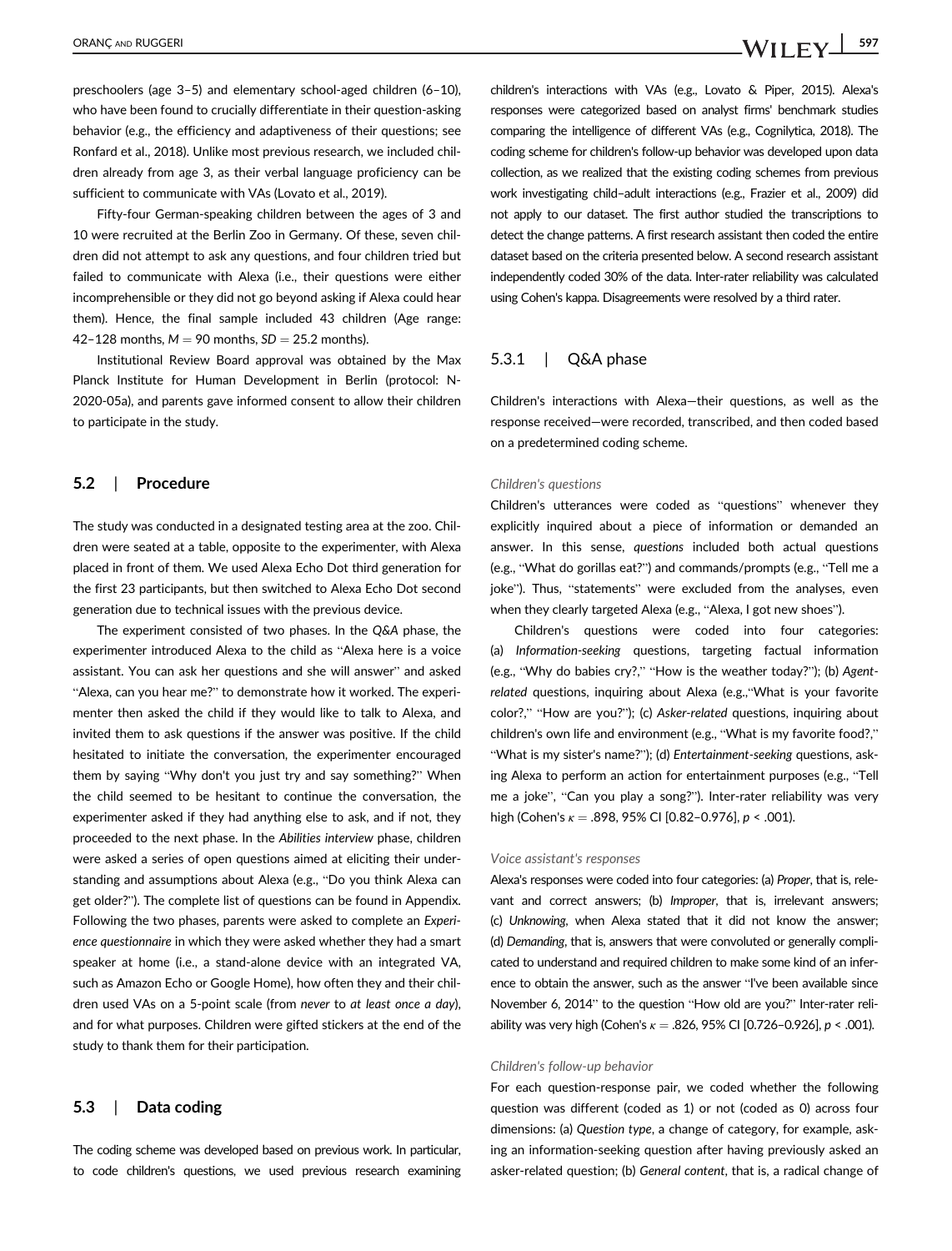preschoolers (age 3–5) and elementary school-aged children (6–10), who have been found to crucially differentiate in their question-asking behavior (e.g., the efficiency and adaptiveness of their questions; see Ronfard et al., 2018). Unlike most previous research, we included children already from age 3, as their verbal language proficiency can be sufficient to communicate with VAs (Lovato et al., 2019).

Fifty-four German-speaking children between the ages of 3 and 10 were recruited at the Berlin Zoo in Germany. Of these, seven children did not attempt to ask any questions, and four children tried but failed to communicate with Alexa (i.e., their questions were either incomprehensible or they did not go beyond asking if Alexa could hear them). Hence, the final sample included 43 children (Age range: 42–128 months, $M = 90$ months, $SD = 25.2$ months).

Institutional Review Board approval was obtained by the Max Planck Institute for Human Development in Berlin (protocol: N-2020-05a), and parents gave informed consent to allow their children to participate in the study.

## 5.2 | Procedure

The study was conducted in a designated testing area at the zoo. Children were seated at a table, opposite to the experimenter, with Alexa placed in front of them. We used Alexa Echo Dot third generation for the first 23 participants, but then switched to Alexa Echo Dot second generation due to technical issues with the previous device.

The experiment consisted of two phases. In the *Q&A* phase, the experimenter introduced Alexa to the child as "Alexa here is a voice assistant. You can ask her questions and she will answer" and asked "Alexa, can you hear me?" to demonstrate how it worked. The experimenter then asked the child if they would like to talk to Alexa, and invited them to ask questions if the answer was positive. If the child hesitated to initiate the conversation, the experimenter encouraged them by saying "Why don't you just try and say something?" When the child seemed to be hesitant to continue the conversation, the experimenter asked if they had anything else to ask, and if not, they proceeded to the next phase. In the *Abilities interview* phase, children were asked a series of open questions aimed at eliciting their understanding and assumptions about Alexa (e.g., "Do you think Alexa can get older?"). The complete list of questions can be found in Appendix. Following the two phases, parents were asked to complete an *Experience questionnaire* in which they were asked whether they had a smart speaker at home (i.e., a stand-alone device with an integrated VA, such as Amazon Echo or Google Home), how often they and their children used VAs on a 5-point scale (from *never* to *at least once a day*), and for what purposes. Children were gifted stickers at the end of the study to thank them for their participation.

## 5.3 | Data coding

The coding scheme was developed based on previous work. In particular, to code children's questions, we used previous research examining children's interactions with VAs (e.g., Lovato & Piper, 2015). Alexa's responses were categorized based on analyst firms' benchmark studies comparing the intelligence of different VAs (e.g., Cognilytica, 2018). The coding scheme for children's follow-up behavior was developed upon data collection, as we realized that the existing coding schemes from previous work investigating child–adult interactions (e.g., Frazier et al., 2009) did not apply to our dataset. The first author studied the transcriptions to detect the change patterns. A first research assistant then coded the entire dataset based on the criteria presented below. A second research assistant independently coded 30% of the data. Inter-rater reliability was calculated using Cohen's kappa. Disagreements were resolved by a third rater.

### 5.3.1 | Q&A phase

Children's interactions with Alexa—their questions, as well as the response received—were recorded, transcribed, and then coded based on a predetermined coding scheme.

#### *Children's questions*

Children's utterances were coded as "questions" whenever they explicitly inquired about a piece of information or demanded an answer. In this sense, *questions* included both actual questions (e.g., "What do gorillas eat?") and commands/prompts (e.g., "Tell me a joke"). Thus, "statements" were excluded from the analyses, even when they clearly targeted Alexa (e.g., "Alexa, I got new shoes").

Children's questions were coded into four categories: (a) *Information-seeking* questions, targeting factual information (e.g., "Why do babies cry?," "How is the weather today?"); (b) *Agent-related* questions, inquiring about Alexa (e.g.,"What is your favorite color?," "How are you?"); (c) *Asker-related* questions, inquiring about children's own life and environment (e.g., "What is my favorite food?," "What is my sister's name?"); (d) *Entertainment-seeking* questions, asking Alexa to perform an action for entertainment purposes (e.g., "Tell me a joke", "Can you play a song?"). Inter-rater reliability was very high (Cohen's $\kappa = .898$, 95% CI [0.82–0.976], $p < .001$).

#### *Voice assistant's responses*

Alexa's responses were coded into four categories: (a) *Proper*, that is, relevant and correct answers; (b) *Improper*, that is, irrelevant answers; (c) *Unknowing*, when Alexa stated that it did not know the answer; (d) *Demanding*, that is, answers that were convoluted or generally complicated to understand and required children to make some kind of an inference to obtain the answer, such as the answer "I've been available since November 6, 2014" to the question "How old are you?" Inter-rater reliability was very high (Cohen's $\kappa = .826$, 95% CI [0.726–0.926], $p < .001$).

#### *Children's follow-up behavior*

For each question-response pair, we coded whether the following question was different (coded as 1) or not (coded as 0) across four dimensions: (a) *Question type*, a change of category, for example, asking an information-seeking question after having previously asked an asker-related question; (b) *General content*, that is, a radical change of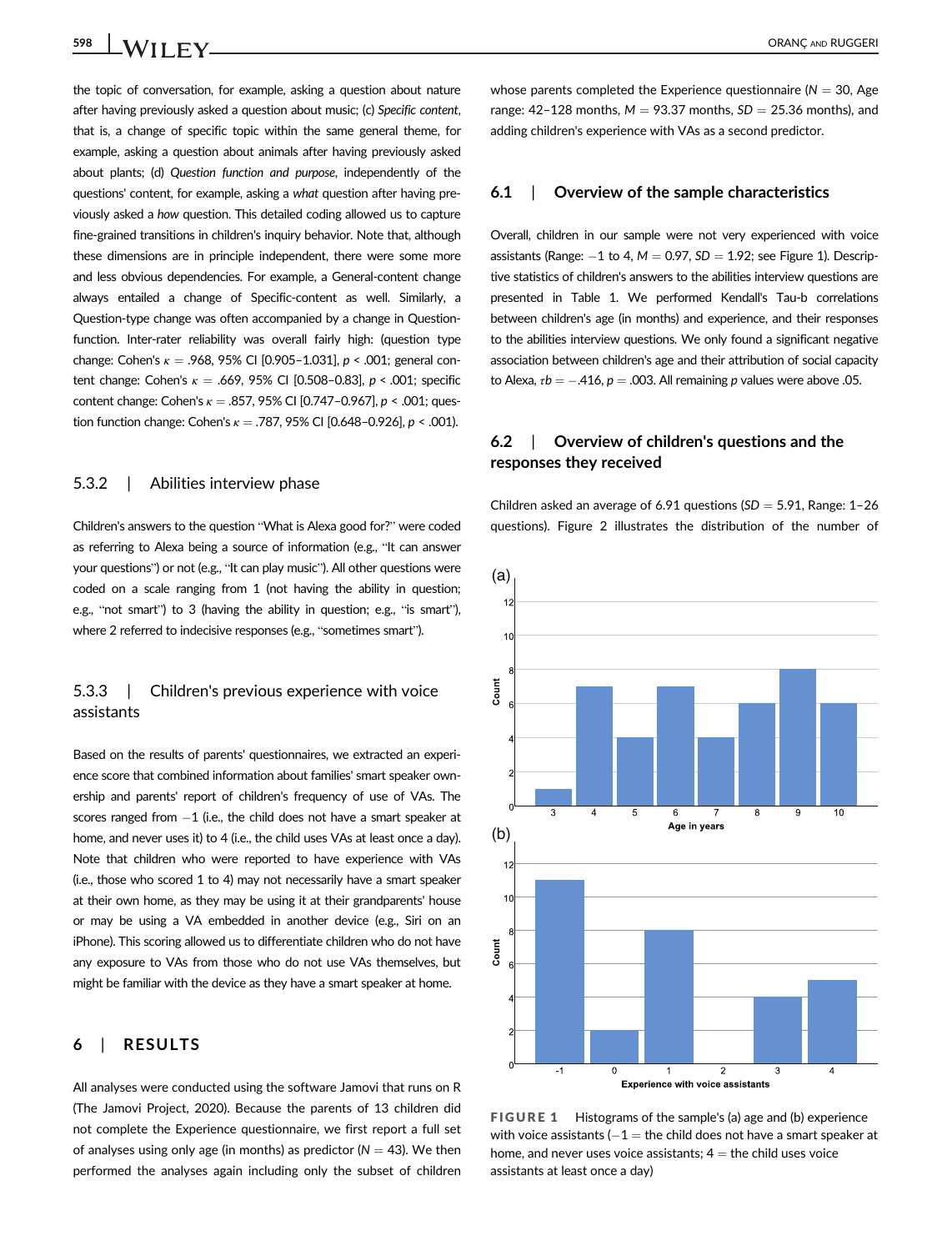the topic of conversation, for example, asking a question about nature after having previously asked a question about music; (c) *Specific content*, that is, a change of specific topic within the same general theme, for example, asking a question about animals after having previously asked about plants; (d) *Question function and purpose*, independently of the questions' content, for example, asking a *what* question after having previously asked a *how* question. This detailed coding allowed us to capture fine-grained transitions in children's inquiry behavior. Note that, although these dimensions are in principle independent, there were some more and less obvious dependencies. For example, a General-content change always entailed a change of Specific-content as well. Similarly, a Question-type change was often accompanied by a change in Question-function. Inter-rater reliability was overall fairly high: (question type change: Cohen's $\kappa = .968$, 95% CI [0.905–1.031], $p < .001$; general content change: Cohen's $\kappa = .669$, 95% CI [0.508–0.83], $p < .001$; specific content change: Cohen's $\kappa = .857$, 95% CI [0.747–0.967], $p < .001$; question function change: Cohen's $\kappa = .787$, 95% CI [0.648–0.926], $p < .001$).

### 5.3.2 | Abilities interview phase

Children's answers to the question "What is Alexa good for?" were coded as referring to Alexa being a source of information (e.g., "It can answer your questions") or not (e.g., "It can play music"). All other questions were coded on a scale ranging from 1 (not having the ability in question; e.g., "not smart") to 3 (having the ability in question; e.g., "is smart"), where 2 referred to indecisive responses (e.g., "sometimes smart").

### 5.3.3 | Children's previous experience with voice assistants

Based on the results of parents' questionnaires, we extracted an experience score that combined information about families' smart speaker ownership and parents' report of children's frequency of use of VAs. The scores ranged from −1 (i.e., the child does not have a smart speaker at home, and never uses it) to 4 (i.e., the child uses VAs at least once a day). Note that children who were reported to have experience with VAs (i.e., those who scored 1 to 4) may not necessarily have a smart speaker at their own home, as they may be using it at their grandparents' house or may be using a VA embedded in another device (e.g., Siri on an iPhone). This scoring allowed us to differentiate children who do not have any exposure to VAs from those who do not use VAs themselves, but might be familiar with the device as they have a smart speaker at home.

## 6 | RESULTS

All analyses were conducted using the software Jamovi that runs on R (The Jamovi Project, 2020). Because the parents of 13 children did not complete the Experience questionnaire, we first report a full set of analyses using only age (in months) as predictor ($N = 43$). We then performed the analyses again including only the subset of children whose parents completed the Experience questionnaire ($N = 30$, Age range: 42–128 months, $M = 93.37$ months, $SD = 25.36$ months), and adding children's experience with VAs as a second predictor.

### 6.1 | Overview of the sample characteristics

Overall, children in our sample were not very experienced with voice assistants (Range: −1 to 4, $M = 0.97$, $SD = 1.92$; see Figure 1). Descriptive statistics of children's answers to the abilities interview questions are presented in Table 1. We performed Kendall's Tau-b correlations between children's age (in months) and experience, and their responses to the abilities interview questions. We only found a significant negative association between children's age and their attribution of social capacity to Alexa, $\tau b = -.416$, $p = .003$. All remaining $p$ values were above .05.

### 6.2 | Overview of children's questions and the responses they received

Children asked an average of 6.91 questions ($SD = 5.91$, Range: 1–26 questions). Figure 2 illustrates the distribution of the number of

**FIGURE 1** Histograms of the sample's (a) age and (b) experience with voice assistants (−1 = the child does not have a smart speaker at home, and never uses voice assistants; 4 = the child uses voice assistants at least once a day)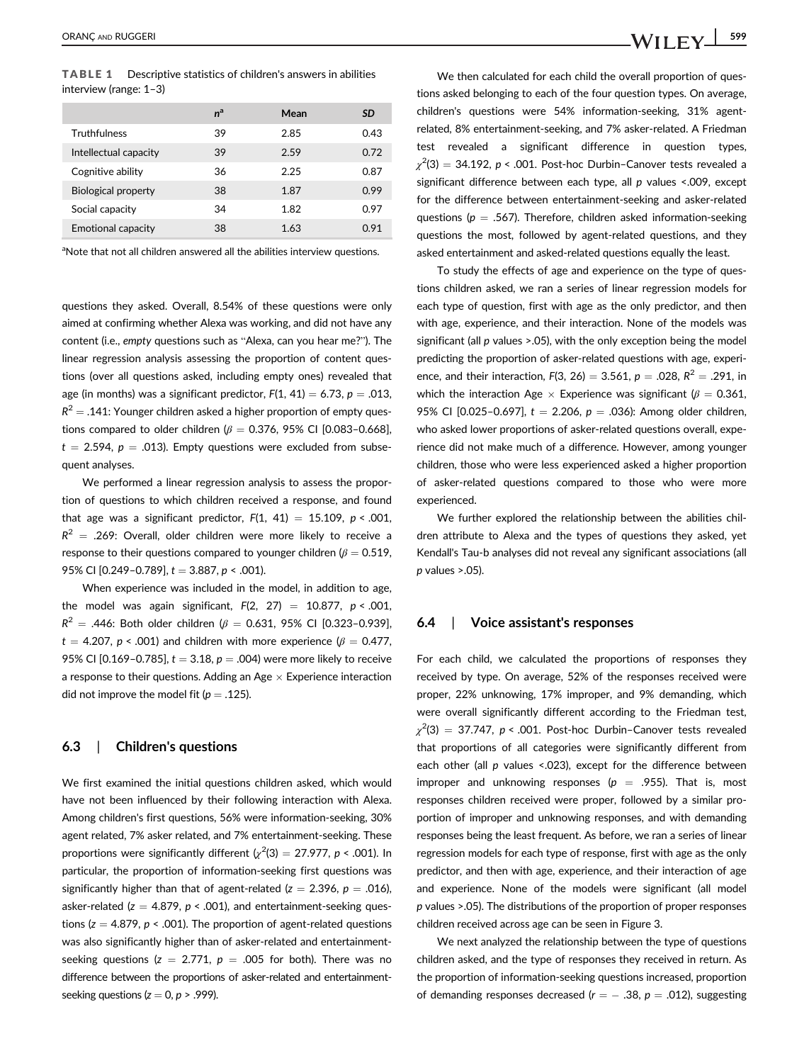**TABLE 1** Descriptive statistics of children's answers in abilities interview (range: 1–3)

| | $n^a$ | Mean | SD |
|---|---|---|---|
| Truthfulness | 39 | 2.85 | 0.43 |
| Intellectual capacity | 39 | 2.59 | 0.72 |
| Cognitive ability | 36 | 2.25 | 0.87 |
| Biological property | 38 | 1.87 | 0.99 |
| Social capacity | 34 | 1.82 | 0.97 |
| Emotional capacity | 38 | 1.63 | 0.91 |

[a]Note that not all children answered all the abilities interview questions.

questions they asked. Overall, 8.54% of these questions were only aimed at confirming whether Alexa was working, and did not have any content (i.e., *empty* questions such as "Alexa, can you hear me?"). The linear regression analysis assessing the proportion of content questions (over all questions asked, including empty ones) revealed that age (in months) was a significant predictor, $F(1, 41) = 6.73$, $p = .013$, $R^2 = .141$: Younger children asked a higher proportion of empty questions compared to older children ($\beta = 0.376$, 95% CI [0.083–0.668], $t = 2.594$, $p = .013$). Empty questions were excluded from subsequent analyses.

We performed a linear regression analysis to assess the proportion of questions to which children received a response, and found that age was a significant predictor, $F(1, 41) = 15.109$, $p < .001$, $R^2 = .269$: Overall, older children were more likely to receive a response to their questions compared to younger children ($\beta = 0.519$, 95% CI [0.249–0.789], $t = 3.887$, $p < .001$).

When experience was included in the model, in addition to age, the model was again significant, $F(2, 27) = 10.877$, $p < .001$, $R^2 = .446$: Both older children ($\beta = 0.631$, 95% CI [0.323–0.939], $t = 4.207$, $p < .001$) and children with more experience ($\beta = 0.477$, 95% CI [0.169–0.785], $t = 3.18$, $p = .004$) were more likely to receive a response to their questions. Adding an Age × Experience interaction did not improve the model fit ($p = .125$).

## 6.3 | Children's questions

We first examined the initial questions children asked, which would have not been influenced by their following interaction with Alexa. Among children's first questions, 56% were information-seeking, 30% agent related, 7% asker related, and 7% entertainment-seeking. These proportions were significantly different ($\chi^2(3) = 27.977$, $p < .001$). In particular, the proportion of information-seeking first questions was significantly higher than that of agent-related ($z = 2.396$, $p = .016$), asker-related ($z = 4.879$, $p < .001$), and entertainment-seeking questions ($z = 4.879$, $p < .001$). The proportion of agent-related questions was also significantly higher than of asker-related and entertainment-seeking questions ($z = 2.771$, $p = .005$ for both). There was no difference between the proportions of asker-related and entertainment-seeking questions ($z = 0$, $p > .999$).

We then calculated for each child the overall proportion of questions asked belonging to each of the four question types. On average, children's questions were 54% information-seeking, 31% agent-related, 8% entertainment-seeking, and 7% asker-related. A Friedman test revealed a significant difference in question types, $\chi^2(3) = 34.192$, $p < .001$. Post-hoc Durbin–Canover tests revealed a significant difference between each type, all $p$ values <.009, except for the difference between entertainment-seeking and asker-related questions ($p = .567$). Therefore, children asked information-seeking questions the most, followed by agent-related questions, and they asked entertainment and asked-related questions equally the least.

To study the effects of age and experience on the type of questions children asked, we ran a series of linear regression models for each type of question, first with age as the only predictor, and then with age, experience, and their interaction. None of the models was significant (all $p$ values >.05), with the only exception being the model predicting the proportion of asker-related questions with age, experience, and their interaction, $F(3, 26) = 3.561$, $p = .028$, $R^2 = .291$, in which the interaction Age × Experience was significant ($\beta = 0.361$, 95% CI [0.025–0.697], $t = 2.206$, $p = .036$): Among older children, who asked lower proportions of asker-related questions overall, experience did not make much of a difference. However, among younger children, those who were less experienced asked a higher proportion of asker-related questions compared to those who were more experienced.

We further explored the relationship between the abilities children attribute to Alexa and the types of questions they asked, yet Kendall's Tau-b analyses did not reveal any significant associations (all $p$ values >.05).

## 6.4 | Voice assistant's responses

For each child, we calculated the proportions of responses they received by type. On average, 52% of the responses received were proper, 22% unknowing, 17% improper, and 9% demanding, which were overall significantly different according to the Friedman test, $\chi^2(3) = 37.747$, $p < .001$. Post-hoc Durbin–Canover tests revealed that proportions of all categories were significantly different from each other (all $p$ values <.023), except for the difference between improper and unknowing responses ($p = .955$). That is, most responses children received were proper, followed by a similar proportion of improper and unknowing responses, and with demanding responses being the least frequent. As before, we ran a series of linear regression models for each type of response, first with age as the only predictor, and then with age, experience, and their interaction of age and experience. None of the models were significant (all model $p$ values >.05). The distributions of the proportion of proper responses children received across age can be seen in Figure 3.

We next analyzed the relationship between the type of questions children asked, and the type of responses they received in return. As the proportion of information-seeking questions increased, proportion of demanding responses decreased ($r = -.38$, $p = .012$), suggesting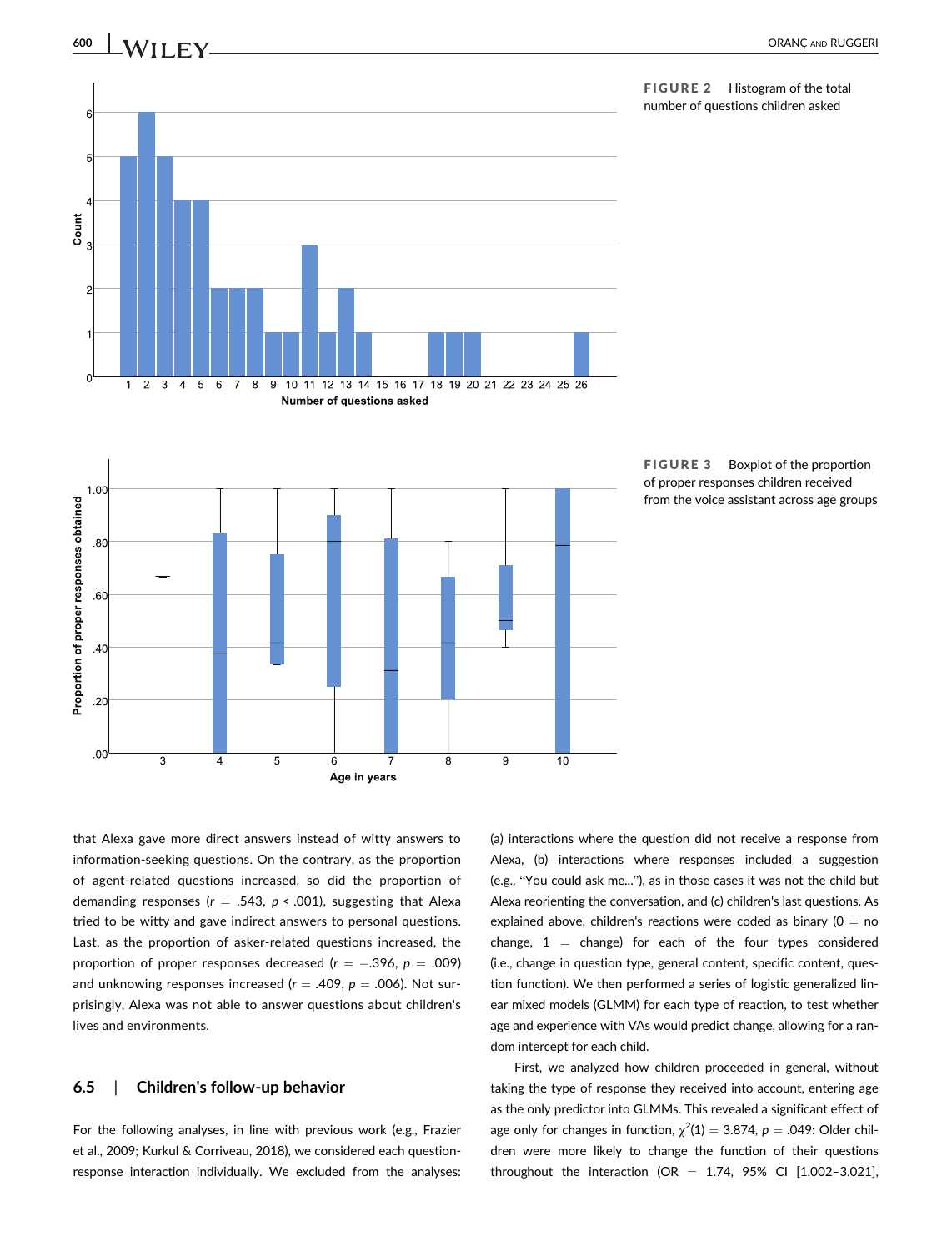FIGURE 2 Histogram of the total number of questions children asked

FIGURE 3 Boxplot of the proportion of proper responses children received from the voice assistant across age groups

that Alexa gave more direct answers instead of witty answers to information-seeking questions. On the contrary, as the proportion of agent-related questions increased, so did the proportion of demanding responses ($r = .543$, $p < .001$), suggesting that Alexa tried to be witty and gave indirect answers to personal questions. Last, as the proportion of asker-related questions increased, the proportion of proper responses decreased ($r = -.396$, $p = .009$) and unknowing responses increased ($r = .409$, $p = .006$). Not surprisingly, Alexa was not able to answer questions about children's lives and environments.

## 6.5 | Children's follow-up behavior

For the following analyses, in line with previous work (e.g., Frazier et al., 2009; Kurkul & Corriveau, 2018), we considered each question-response interaction individually. We excluded from the analyses: (a) interactions where the question did not receive a response from Alexa, (b) interactions where responses included a suggestion (e.g., "You could ask me..."), as in those cases it was not the child but Alexa reorienting the conversation, and (c) children's last questions. As explained above, children's reactions were coded as binary (0 = no change, 1 = change) for each of the four types considered (i.e., change in question type, general content, specific content, question function). We then performed a series of logistic generalized linear mixed models (GLMM) for each type of reaction, to test whether age and experience with VAs would predict change, allowing for a random intercept for each child.

First, we analyzed how children proceeded in general, without taking the type of response they received into account, entering age as the only predictor into GLMMs. This revealed a significant effect of age only for changes in function, $\chi^2(1) = 3.874$, $p = .049$: Older children were more likely to change the function of their questions throughout the interaction (OR = 1.74, 95% CI [1.002–3.021],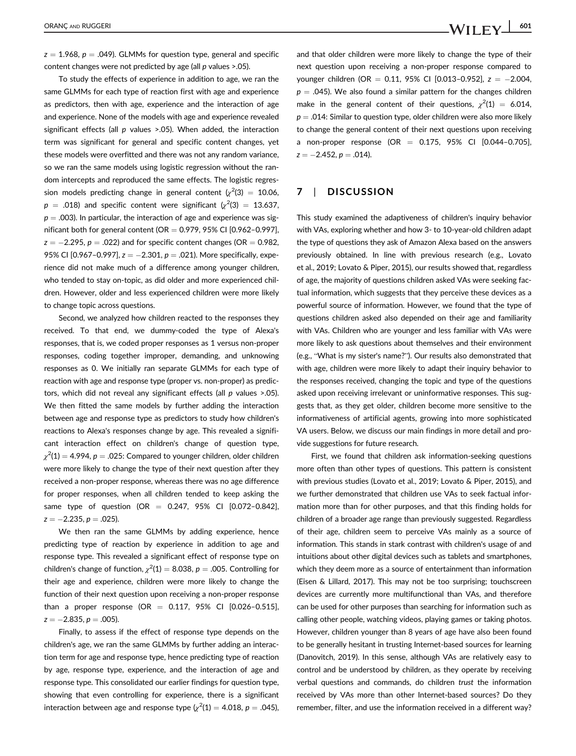$z = 1.968$, $p = .049$). GLMMs for question type, general and specific content changes were not predicted by age (all $p$ values >.05).

To study the effects of experience in addition to age, we ran the same GLMMs for each type of reaction first with age and experience as predictors, then with age, experience and the interaction of age and experience. None of the models with age and experience revealed significant effects (all $p$ values >.05). When added, the interaction term was significant for general and specific content changes, yet these models were overfitted and there was not any random variance, so we ran the same models using logistic regression without the random intercepts and reproduced the same effects. The logistic regression models predicting change in general content ($\chi^2(3) = 10.06$, $p = .018$) and specific content were significant ($\chi^2(3) = 13.637$, $p = .003$). In particular, the interaction of age and experience was significant both for general content (OR = 0.979, 95% CI [0.962–0.997], $z = -2.295$, $p = .022$) and for specific content changes (OR = 0.982, 95% CI [0.967–0.997], $z = -2.301$, $p = .021$). More specifically, experience did not make much of a difference among younger children, who tended to stay on-topic, as did older and more experienced children. However, older and less experienced children were more likely to change topic across questions.

Second, we analyzed how children reacted to the responses they received. To that end, we dummy-coded the type of Alexa's responses, that is, we coded proper responses as 1 versus non-proper responses, coding together improper, demanding, and unknowing responses as 0. We initially ran separate GLMMs for each type of reaction with age and response type (proper vs. non-proper) as predictors, which did not reveal any significant effects (all $p$ values >.05). We then fitted the same models by further adding the interaction between age and response type as predictors to study how children's reactions to Alexa's responses change by age. This revealed a significant interaction effect on children's change of question type, $\chi^2(1) = 4.994$, $p = .025$: Compared to younger children, older children were more likely to change the type of their next question after they received a non-proper response, whereas there was no age difference for proper responses, when all children tended to keep asking the same type of question (OR = 0.247, 95% CI [0.072–0.842], $z = -2.235$, $p = .025$).

We then ran the same GLMMs by adding experience, hence predicting type of reaction by experience in addition to age and response type. This revealed a significant effect of response type on children's change of function, $\chi^2(1) = 8.038$, $p = .005$. Controlling for their age and experience, children were more likely to change the function of their next question upon receiving a non-proper response than a proper response (OR = 0.117, 95% CI [0.026–0.515], $z = -2.835$, $p = .005$).

Finally, to assess if the effect of response type depends on the children's age, we ran the same GLMMs by further adding an interaction term for age and response type, hence predicting type of reaction by age, response type, experience, and the interaction of age and response type. This consolidated our earlier findings for question type, showing that even controlling for experience, there is a significant interaction between age and response type ($\chi^2(1) = 4.018$, $p = .045$), and that older children were more likely to change the type of their next question upon receiving a non-proper response compared to younger children (OR = 0.11, 95% CI [0.013–0.952], $z = -2.004$, $p = .045$). We also found a similar pattern for the changes children make in the general content of their questions, $\chi^2(1) = 6.014$, $p = .014$: Similar to question type, older children were also more likely to change the general content of their next questions upon receiving a non-proper response (OR = 0.175, 95% CI [0.044–0.705], $z = -2.452$, $p = .014$).

## 7 | DISCUSSION

This study examined the adaptiveness of children's inquiry behavior with VAs, exploring whether and how 3- to 10-year-old children adapt the type of questions they ask of Amazon Alexa based on the answers previously obtained. In line with previous research (e.g., Lovato et al., 2019; Lovato & Piper, 2015), our results showed that, regardless of age, the majority of questions children asked VAs were seeking factual information, which suggests that they perceive these devices as a powerful source of information. However, we found that the type of questions children asked also depended on their age and familiarity with VAs. Children who are younger and less familiar with VAs were more likely to ask questions about themselves and their environment (e.g., "What is my sister's name?"). Our results also demonstrated that with age, children were more likely to adapt their inquiry behavior to the responses received, changing the topic and type of the questions asked upon receiving irrelevant or uninformative responses. This suggests that, as they get older, children become more sensitive to the informativeness of artificial agents, growing into more sophisticated VA users. Below, we discuss our main findings in more detail and provide suggestions for future research.

First, we found that children ask information-seeking questions more often than other types of questions. This pattern is consistent with previous studies (Lovato et al., 2019; Lovato & Piper, 2015), and we further demonstrated that children use VAs to seek factual information more than for other purposes, and that this finding holds for children of a broader age range than previously suggested. Regardless of their age, children seem to perceive VAs mainly as a source of information. This stands in stark contrast with children's usage of and intuitions about other digital devices such as tablets and smartphones, which they deem more as a source of entertainment than information (Eisen & Lillard, 2017). This may not be too surprising; touchscreen devices are currently more multifunctional than VAs, and therefore can be used for other purposes than searching for information such as calling other people, watching videos, playing games or taking photos. However, children younger than 8 years of age have also been found to be generally hesitant in trusting Internet-based sources for learning (Danovitch, 2019). In this sense, although VAs are relatively easy to control and be understood by children, as they operate by receiving verbal questions and commands, do children *trust* the information received by VAs more than other Internet-based sources? Do they remember, filter, and use the information received in a different way?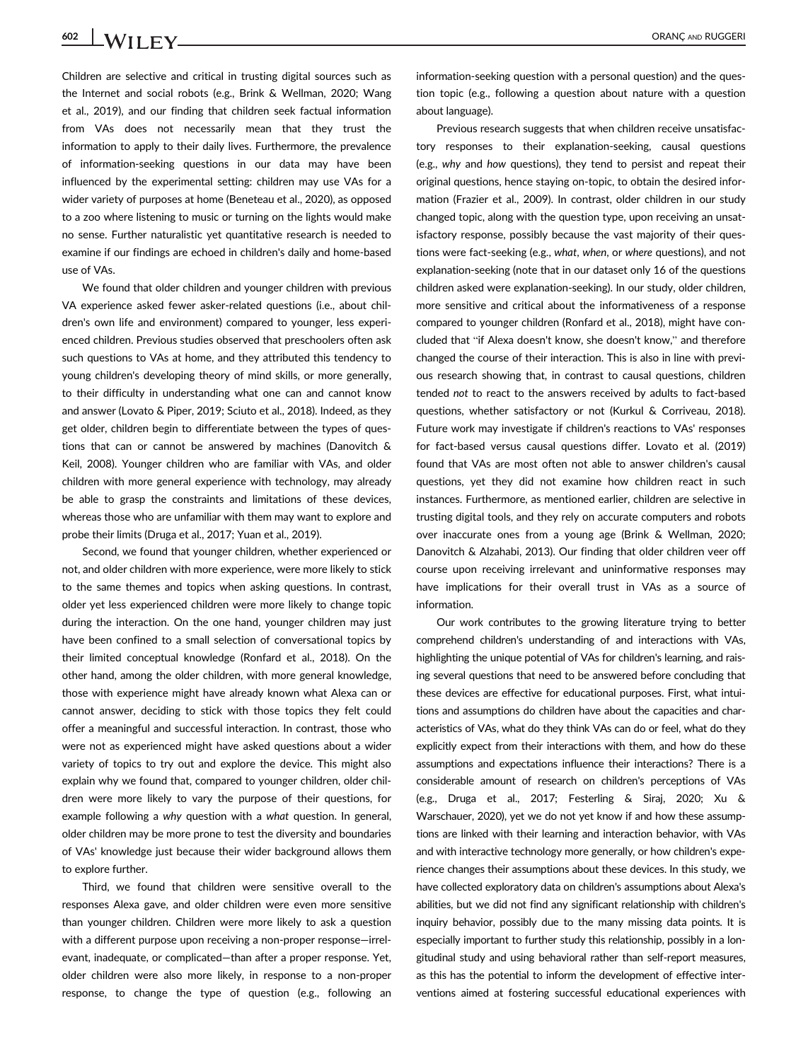Children are selective and critical in trusting digital sources such as the Internet and social robots (e.g., Brink & Wellman, 2020; Wang et al., 2019), and our finding that children seek factual information from VAs does not necessarily mean that they trust the information to apply to their daily lives. Furthermore, the prevalence of information-seeking questions in our data may have been influenced by the experimental setting: children may use VAs for a wider variety of purposes at home (Beneteau et al., 2020), as opposed to a zoo where listening to music or turning on the lights would make no sense. Further naturalistic yet quantitative research is needed to examine if our findings are echoed in children's daily and home-based use of VAs.

We found that older children and younger children with previous VA experience asked fewer asker-related questions (i.e., about children's own life and environment) compared to younger, less experienced children. Previous studies observed that preschoolers often ask such questions to VAs at home, and they attributed this tendency to young children's developing theory of mind skills, or more generally, to their difficulty in understanding what one can and cannot know and answer (Lovato & Piper, 2019; Sciuto et al., 2018). Indeed, as they get older, children begin to differentiate between the types of questions that can or cannot be answered by machines (Danovitch & Keil, 2008). Younger children who are familiar with VAs, and older children with more general experience with technology, may already be able to grasp the constraints and limitations of these devices, whereas those who are unfamiliar with them may want to explore and probe their limits (Druga et al., 2017; Yuan et al., 2019).

Second, we found that younger children, whether experienced or not, and older children with more experience, were more likely to stick to the same themes and topics when asking questions. In contrast, older yet less experienced children were more likely to change topic during the interaction. On the one hand, younger children may just have been confined to a small selection of conversational topics by their limited conceptual knowledge (Ronfard et al., 2018). On the other hand, among the older children, with more general knowledge, those with experience might have already known what Alexa can or cannot answer, deciding to stick with those topics they felt could offer a meaningful and successful interaction. In contrast, those who were not as experienced might have asked questions about a wider variety of topics to try out and explore the device. This might also explain why we found that, compared to younger children, older children were more likely to vary the purpose of their questions, for example following a *why* question with a *what* question. In general, older children may be more prone to test the diversity and boundaries of VAs' knowledge just because their wider background allows them to explore further.

Third, we found that children were sensitive overall to the responses Alexa gave, and older children were even more sensitive than younger children. Children were more likely to ask a question with a different purpose upon receiving a non-proper response—irrelevant, inadequate, or complicated—than after a proper response. Yet, older children were also more likely, in response to a non-proper response, to change the type of question (e.g., following an information-seeking question with a personal question) and the question topic (e.g., following a question about nature with a question about language).

Previous research suggests that when children receive unsatisfactory responses to their explanation-seeking, causal questions (e.g., *why* and *how* questions), they tend to persist and repeat their original questions, hence staying on-topic, to obtain the desired information (Frazier et al., 2009). In contrast, older children in our study changed topic, along with the question type, upon receiving an unsatisfactory response, possibly because the vast majority of their questions were fact-seeking (e.g., *what*, *when*, or *where* questions), and not explanation-seeking (note that in our dataset only 16 of the questions children asked were explanation-seeking). In our study, older children, more sensitive and critical about the informativeness of a response compared to younger children (Ronfard et al., 2018), might have concluded that "if Alexa doesn't know, she doesn't know," and therefore changed the course of their interaction. This is also in line with previous research showing that, in contrast to causal questions, children tended *not* to react to the answers received by adults to fact-based questions, whether satisfactory or not (Kurkul & Corriveau, 2018). Future work may investigate if children's reactions to VAs' responses for fact-based versus causal questions differ. Lovato et al. (2019) found that VAs are most often not able to answer children's causal questions, yet they did not examine how children react in such instances. Furthermore, as mentioned earlier, children are selective in trusting digital tools, and they rely on accurate computers and robots over inaccurate ones from a young age (Brink & Wellman, 2020; Danovitch & Alzahabi, 2013). Our finding that older children veer off course upon receiving irrelevant and uninformative responses may have implications for their overall trust in VAs as a source of information.

Our work contributes to the growing literature trying to better comprehend children's understanding of and interactions with VAs, highlighting the unique potential of VAs for children's learning, and raising several questions that need to be answered before concluding that these devices are effective for educational purposes. First, what intuitions and assumptions do children have about the capacities and characteristics of VAs, what do they think VAs can do or feel, what do they explicitly expect from their interactions with them, and how do these assumptions and expectations influence their interactions? There is a considerable amount of research on children's perceptions of VAs (e.g., Druga et al., 2017; Festerling & Siraj, 2020; Xu & Warschauer, 2020), yet we do not yet know if and how these assumptions are linked with their learning and interaction behavior, with VAs and with interactive technology more generally, or how children's experience changes their assumptions about these devices. In this study, we have collected exploratory data on children's assumptions about Alexa's abilities, but we did not find any significant relationship with children's inquiry behavior, possibly due to the many missing data points. It is especially important to further study this relationship, possibly in a longitudinal study and using behavioral rather than self-report measures, as this has the potential to inform the development of effective interventions aimed at fostering successful educational experiences with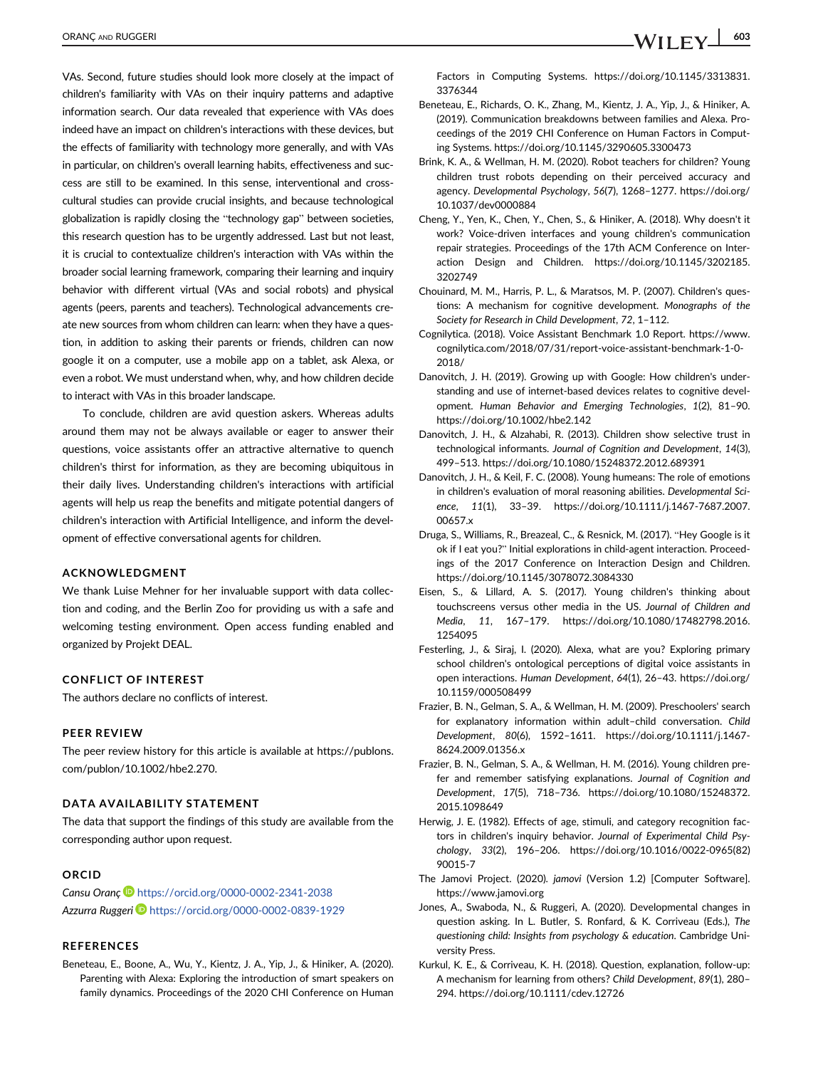VAs. Second, future studies should look more closely at the impact of children's familiarity with VAs on their inquiry patterns and adaptive information search. Our data revealed that experience with VAs does indeed have an impact on children's interactions with these devices, but the effects of familiarity with technology more generally, and with VAs in particular, on children's overall learning habits, effectiveness and success are still to be examined. In this sense, interventional and cross-cultural studies can provide crucial insights, and because technological globalization is rapidly closing the "technology gap" between societies, this research question has to be urgently addressed. Last but not least, it is crucial to contextualize children's interaction with VAs within the broader social learning framework, comparing their learning and inquiry behavior with different virtual (VAs and social robots) and physical agents (peers, parents and teachers). Technological advancements create new sources from whom children can learn: when they have a question, in addition to asking their parents or friends, children can now google it on a computer, use a mobile app on a tablet, ask Alexa, or even a robot. We must understand when, why, and how children decide to interact with VAs in this broader landscape.

To conclude, children are avid question askers. Whereas adults around them may not be always available or eager to answer their questions, voice assistants offer an attractive alternative to quench children's thirst for information, as they are becoming ubiquitous in their daily lives. Understanding children's interactions with artificial agents will help us reap the benefits and mitigate potential dangers of children's interaction with Artificial Intelligence, and inform the development of effective conversational agents for children.

## ACKNOWLEDGMENT

We thank Luise Mehner for her invaluable support with data collection and coding, and the Berlin Zoo for providing us with a safe and welcoming testing environment. Open access funding enabled and organized by Projekt DEAL.

## CONFLICT OF INTEREST

The authors declare no conflicts of interest.

## PEER REVIEW

The peer review history for this article is available at https://publons.com/publon/10.1002/hbe2.270.

## DATA AVAILABILITY STATEMENT

The data that support the findings of this study are available from the corresponding author upon request.

## ORCID

*Cansu Oranç* https://orcid.org/0000-0002-2341-2038
*Azzurra Ruggeri* https://orcid.org/0000-0002-0839-1929

## REFERENCES

Beneteau, E., Boone, A., Wu, Y., Kientz, J. A., Yip, J., & Hiniker, A. (2020). Parenting with Alexa: Exploring the introduction of smart speakers on family dynamics. Proceedings of the 2020 CHI Conference on Human Factors in Computing Systems. https://doi.org/10.1145/3313831.3376344

Beneteau, E., Richards, O. K., Zhang, M., Kientz, J. A., Yip, J., & Hiniker, A. (2019). Communication breakdowns between families and Alexa. Proceedings of the 2019 CHI Conference on Human Factors in Computing Systems. https://doi.org/10.1145/3290605.3300473

Brink, K. A., & Wellman, H. M. (2020). Robot teachers for children? Young children trust robots depending on their perceived accuracy and agency. *Developmental Psychology*, *56*(7), 1268–1277. https://doi.org/10.1037/dev0000884

Cheng, Y., Yen, K., Chen, Y., Chen, S., & Hiniker, A. (2018). Why doesn't it work? Voice-driven interfaces and young children's communication repair strategies. Proceedings of the 17th ACM Conference on Interaction Design and Children. https://doi.org/10.1145/3202185.3202749

Chouinard, M. M., Harris, P. L., & Maratsos, M. P. (2007). Children's questions: A mechanism for cognitive development. *Monographs of the Society for Research in Child Development*, *72*, 1–112.

Cognilytica. (2018). Voice Assistant Benchmark 1.0 Report. https://www.cognilytica.com/2018/07/31/report-voice-assistant-benchmark-1-0-2018/

Danovitch, J. H. (2019). Growing up with Google: How children's understanding and use of internet-based devices relates to cognitive development. *Human Behavior and Emerging Technologies*, *1*(2), 81–90. https://doi.org/10.1002/hbe2.142

Danovitch, J. H., & Alzahabi, R. (2013). Children show selective trust in technological informants. *Journal of Cognition and Development*, *14*(3), 499–513. https://doi.org/10.1080/15248372.2012.689391

Danovitch, J. H., & Keil, F. C. (2008). Young humeans: The role of emotions in children's evaluation of moral reasoning abilities. *Developmental Science*, *11*(1), 33–39. https://doi.org/10.1111/j.1467-7687.2007.00657.x

Druga, S., Williams, R., Breazeal, C., & Resnick, M. (2017). "Hey Google is it ok if I eat you?" Initial explorations in child-agent interaction. Proceedings of the 2017 Conference on Interaction Design and Children. https://doi.org/10.1145/3078072.3084330

Eisen, S., & Lillard, A. S. (2017). Young children's thinking about touchscreens versus other media in the US. *Journal of Children and Media*, *11*, 167–179. https://doi.org/10.1080/17482798.2016.1254095

Festerling, J., & Siraj, I. (2020). Alexa, what are you? Exploring primary school children's ontological perceptions of digital voice assistants in open interactions. *Human Development*, *64*(1), 26–43. https://doi.org/10.1159/000508499

Frazier, B. N., Gelman, S. A., & Wellman, H. M. (2009). Preschoolers' search for explanatory information within adult–child conversation. *Child Development*, *80*(6), 1592–1611. https://doi.org/10.1111/j.1467-8624.2009.01356.x

Frazier, B. N., Gelman, S. A., & Wellman, H. M. (2016). Young children prefer and remember satisfying explanations. *Journal of Cognition and Development*, *17*(5), 718–736. https://doi.org/10.1080/15248372.2015.1098649

Herwig, J. E. (1982). Effects of age, stimuli, and category recognition factors in children's inquiry behavior. *Journal of Experimental Child Psychology*, *33*(2), 196–206. https://doi.org/10.1016/0022-0965(82)90015-7

The Jamovi Project. (2020). *jamovi* (Version 1.2) [Computer Software]. https://www.jamovi.org

Jones, A., Swaboda, N., & Ruggeri, A. (2020). Developmental changes in question asking. In L. Butler, S. Ronfard, & K. Corriveau (Eds.), *The questioning child: Insights from psychology & education*. Cambridge University Press.

Kurkul, K. E., & Corriveau, K. H. (2018). Question, explanation, follow-up: A mechanism for learning from others? *Child Development*, *89*(1), 280–294. https://doi.org/10.1111/cdev.12726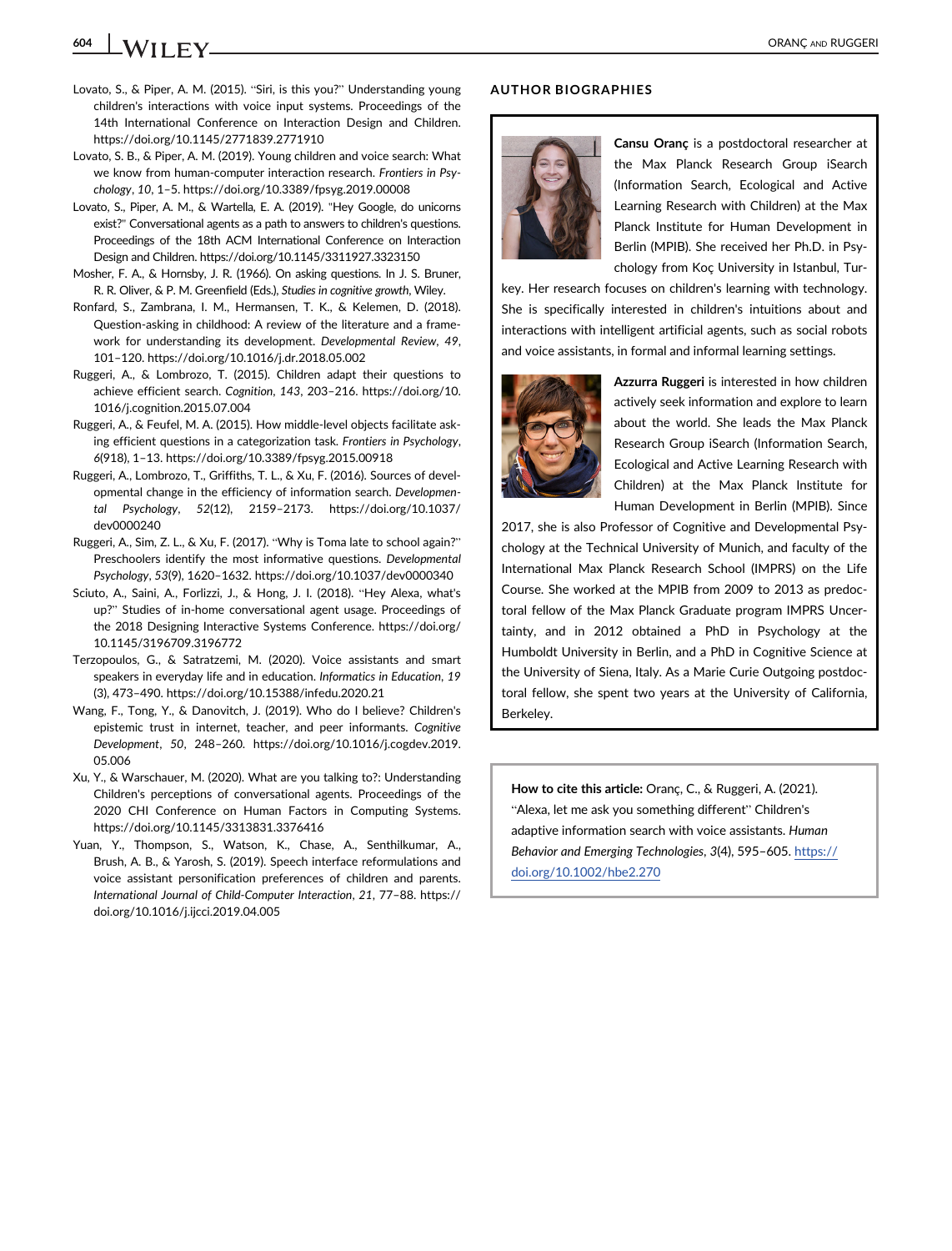Lovato, S., & Piper, A. M. (2015). "Siri, is this you?" Understanding young children's interactions with voice input systems. Proceedings of the 14th International Conference on Interaction Design and Children. https://doi.org/10.1145/2771839.2771910

Lovato, S. B., & Piper, A. M. (2019). Young children and voice search: What we know from human-computer interaction research. *Frontiers in Psychology*, *10*, 1–5. https://doi.org/10.3389/fpsyg.2019.00008

Lovato, S., Piper, A. M., & Wartella, E. A. (2019). "Hey Google, do unicorns exist?" Conversational agents as a path to answers to children's questions. Proceedings of the 18th ACM International Conference on Interaction Design and Children. https://doi.org/10.1145/3311927.3323150

Mosher, F. A., & Hornsby, J. R. (1966). On asking questions. In J. S. Bruner, R. R. Oliver, & P. M. Greenfield (Eds.), *Studies in cognitive growth*, Wiley.

Ronfard, S., Zambrana, I. M., Hermansen, T. K., & Kelemen, D. (2018). Question-asking in childhood: A review of the literature and a framework for understanding its development. *Developmental Review*, *49*, 101–120. https://doi.org/10.1016/j.dr.2018.05.002

Ruggeri, A., & Lombrozo, T. (2015). Children adapt their questions to achieve efficient search. *Cognition*, *143*, 203–216. https://doi.org/10.1016/j.cognition.2015.07.004

Ruggeri, A., & Feufel, M. A. (2015). How middle-level objects facilitate asking efficient questions in a categorization task. *Frontiers in Psychology*, *6*(918), 1–13. https://doi.org/10.3389/fpsyg.2015.00918

Ruggeri, A., Lombrozo, T., Griffiths, T. L., & Xu, F. (2016). Sources of developmental change in the efficiency of information search. *Developmental Psychology*, *52*(12), 2159–2173. https://doi.org/10.1037/dev0000240

Ruggeri, A., Sim, Z. L., & Xu, F. (2017). "Why is Toma late to school again?" Preschoolers identify the most informative questions. *Developmental Psychology*, *53*(9), 1620–1632. https://doi.org/10.1037/dev0000340

Sciuto, A., Saini, A., Forlizzi, J., & Hong, J. I. (2018). "Hey Alexa, what's up?" Studies of in-home conversational agent usage. Proceedings of the 2018 Designing Interactive Systems Conference. https://doi.org/10.1145/3196709.3196772

Terzopoulos, G., & Satratzemi, M. (2020). Voice assistants and smart speakers in everyday life and in education. *Informatics in Education*, *19*(3), 473–490. https://doi.org/10.15388/infedu.2020.21

Wang, F., Tong, Y., & Danovitch, J. (2019). Who do I believe? Children's epistemic trust in internet, teacher, and peer informants. *Cognitive Development*, *50*, 248–260. https://doi.org/10.1016/j.cogdev.2019.05.006

Xu, Y., & Warschauer, M. (2020). What are you talking to?: Understanding Children's perceptions of conversational agents. Proceedings of the 2020 CHI Conference on Human Factors in Computing Systems. https://doi.org/10.1145/3313831.3376416

Yuan, Y., Thompson, S., Watson, K., Chase, A., Senthilkumar, A., Brush, A. B., & Yarosh, S. (2019). Speech interface reformulations and voice assistant personification preferences of children and parents. *International Journal of Child-Computer Interaction*, *21*, 77–88. https://doi.org/10.1016/j.ijcci.2019.04.005

## AUTHOR BIOGRAPHIES

**Cansu Oranç** is a postdoctoral researcher at the Max Planck Research Group iSearch (Information Search, Ecological and Active Learning Research with Children) at the Max Planck Institute for Human Development in Berlin (MPIB). She received her Ph.D. in Psychology from Koç University in Istanbul, Turkey. Her research focuses on children's learning with technology. She is specifically interested in children's intuitions about and interactions with intelligent artificial agents, such as social robots and voice assistants, in formal and informal learning settings.

**Azzurra Ruggeri** is interested in how children actively seek information and explore to learn about the world. She leads the Max Planck Research Group iSearch (Information Search, Ecological and Active Learning Research with Children) at the Max Planck Institute for Human Development in Berlin (MPIB). Since 2017, she is also Professor of Cognitive and Developmental Psychology at the Technical University of Munich, and faculty of the International Max Planck Research School (IMPRS) on the Life Course. She worked at the MPIB from 2009 to 2013 as predoctoral fellow of the Max Planck Graduate program IMPRS Uncertainty, and in 2012 obtained a PhD in Psychology at the Humboldt University in Berlin, and a PhD in Cognitive Science at the University of Siena, Italy. As a Marie Curie Outgoing postdoctoral fellow, she spent two years at the University of California, Berkeley.

**How to cite this article:** Oranç, C., & Ruggeri, A. (2021). "Alexa, let me ask you something different" Children's adaptive information search with voice assistants. *Human Behavior and Emerging Technologies*, *3*(4), 595–605. https://doi.org/10.1002/hbe2.270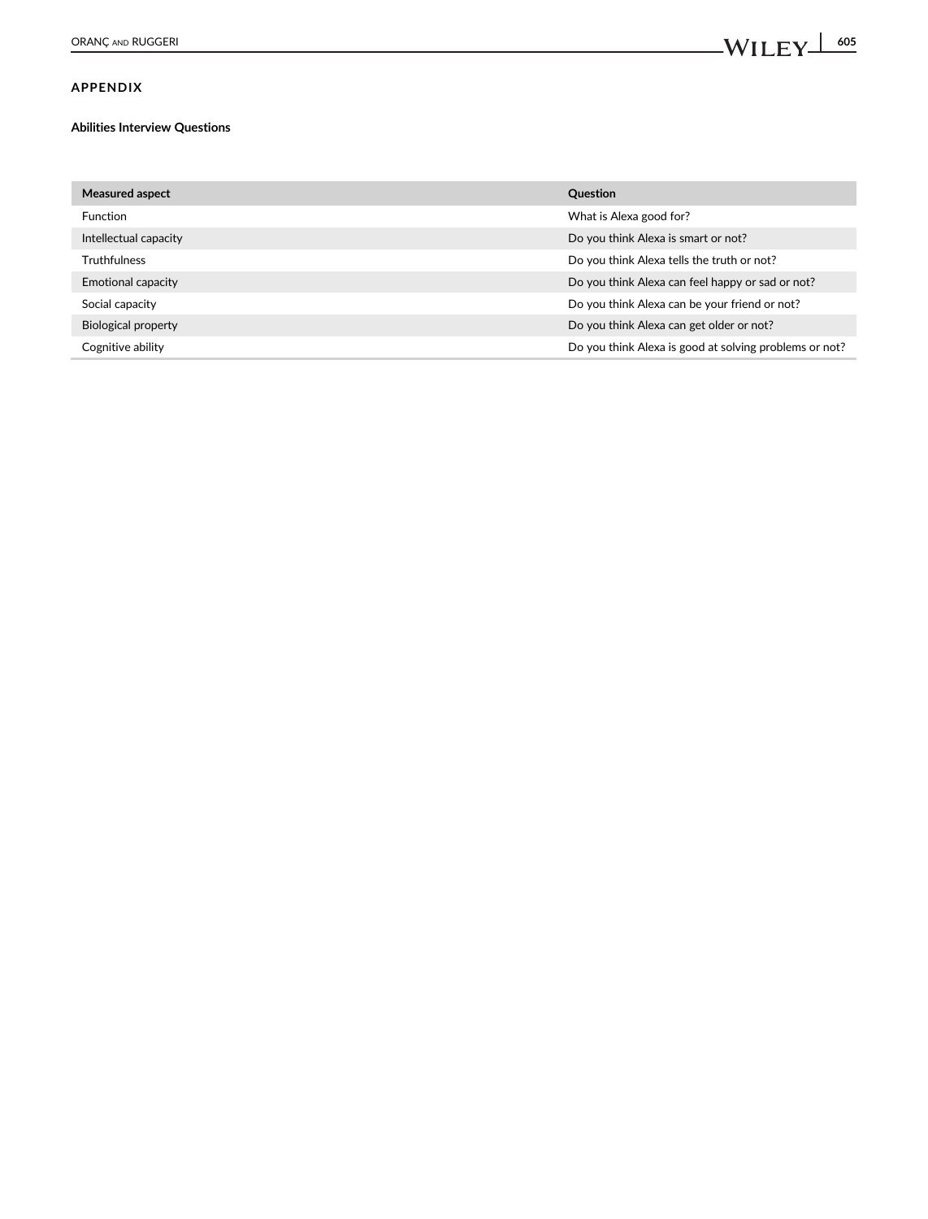## APPENDIX

### Abilities Interview Questions

| Measured aspect | Question |
|---|---|
| Function | What is Alexa good for? |
| Intellectual capacity | Do you think Alexa is smart or not? |
| Truthfulness | Do you think Alexa tells the truth or not? |
| Emotional capacity | Do you think Alexa can feel happy or sad or not? |
| Social capacity | Do you think Alexa can be your friend or not? |
| Biological property | Do you think Alexa can get older or not? |
| Cognitive ability | Do you think Alexa is good at solving problems or not? |